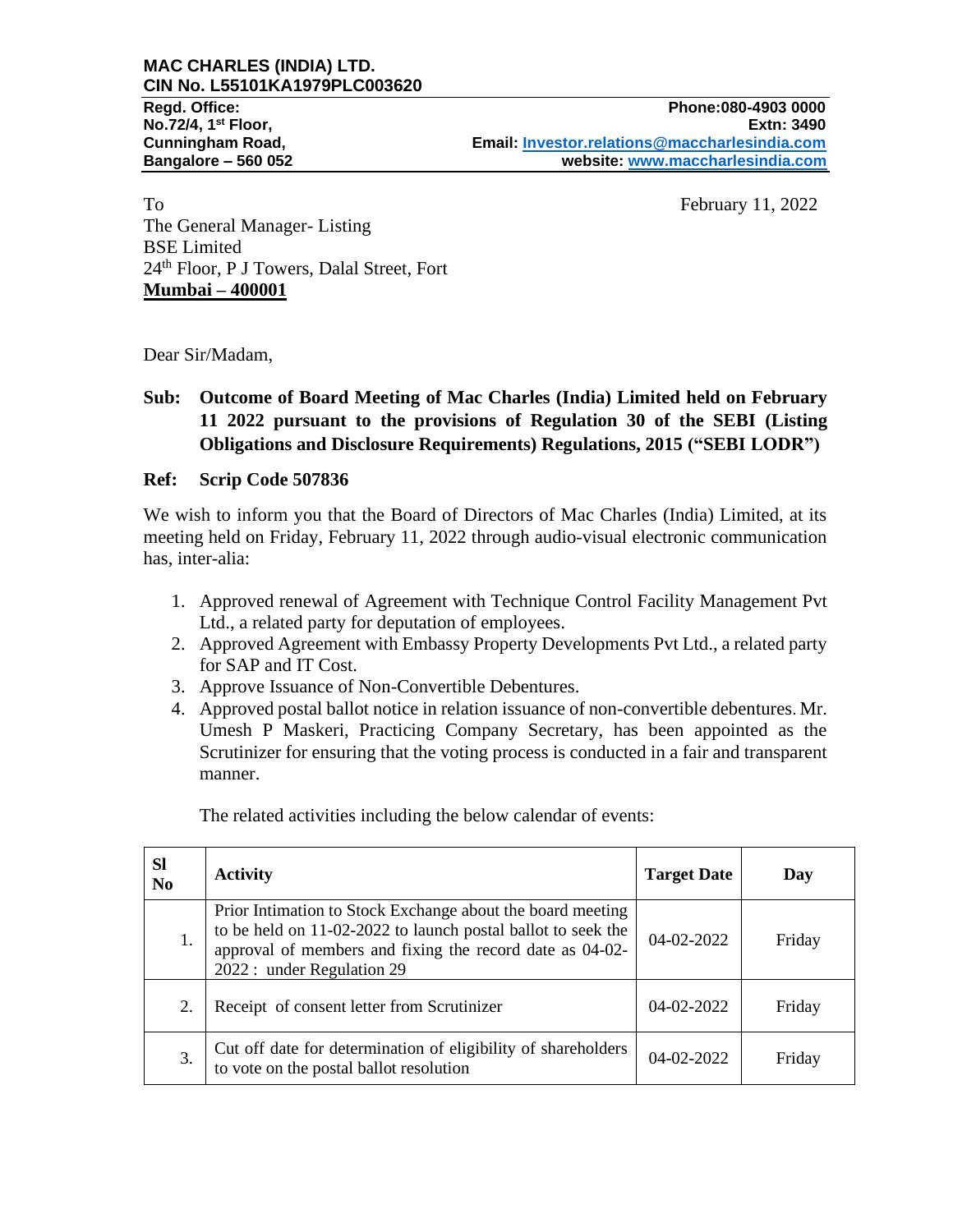**MAC CHARLES (INDIA) LTD.**
**CIN No. L55101KA1979PLC003620**

**Regd. Office:**
**No.72/4, 1st Floor,**
**Cunningham Road,**
**Bangalore – 560 052**

**Phone:080-4903 0000**
**Extn: 3490**
**Email: Investor.relations@maccharlesindia.com**
**website: www.maccharlesindia.com**

To

The General Manager- Listing
BSE Limited
24th Floor, P J Towers, Dalal Street, Fort
**Mumbai – 400001**

February 11, 2022

Dear Sir/Madam,

**Sub: Outcome of Board Meeting of Mac Charles (India) Limited held on February 11 2022 pursuant to the provisions of Regulation 30 of the SEBI (Listing Obligations and Disclosure Requirements) Regulations, 2015 ("SEBI LODR")**

**Ref: Scrip Code 507836**

We wish to inform you that the Board of Directors of Mac Charles (India) Limited, at its meeting held on Friday, February 11, 2022 through audio-visual electronic communication has, inter-alia:

1. Approved renewal of Agreement with Technique Control Facility Management Pvt Ltd., a related party for deputation of employees.
2. Approved Agreement with Embassy Property Developments Pvt Ltd., a related party for SAP and IT Cost.
3. Approve Issuance of Non-Convertible Debentures.
4. Approved postal ballot notice in relation issuance of non-convertible debentures. Mr. Umesh P Maskeri, Practicing Company Secretary, has been appointed as the Scrutinizer for ensuring that the voting process is conducted in a fair and transparent manner.

The related activities including the below calendar of events:

| Sl No | Activity | Target Date | Day |
|---|---|---|---|
| 1. | Prior Intimation to Stock Exchange about the board meeting to be held on 11-02-2022 to launch postal ballot to seek the approval of members and fixing the record date as 04-02-2022 : under Regulation 29 | 04-02-2022 | Friday |
| 2. | Receipt of consent letter from Scrutinizer | 04-02-2022 | Friday |
| 3. | Cut off date for determination of eligibility of shareholders to vote on the postal ballot resolution | 04-02-2022 | Friday |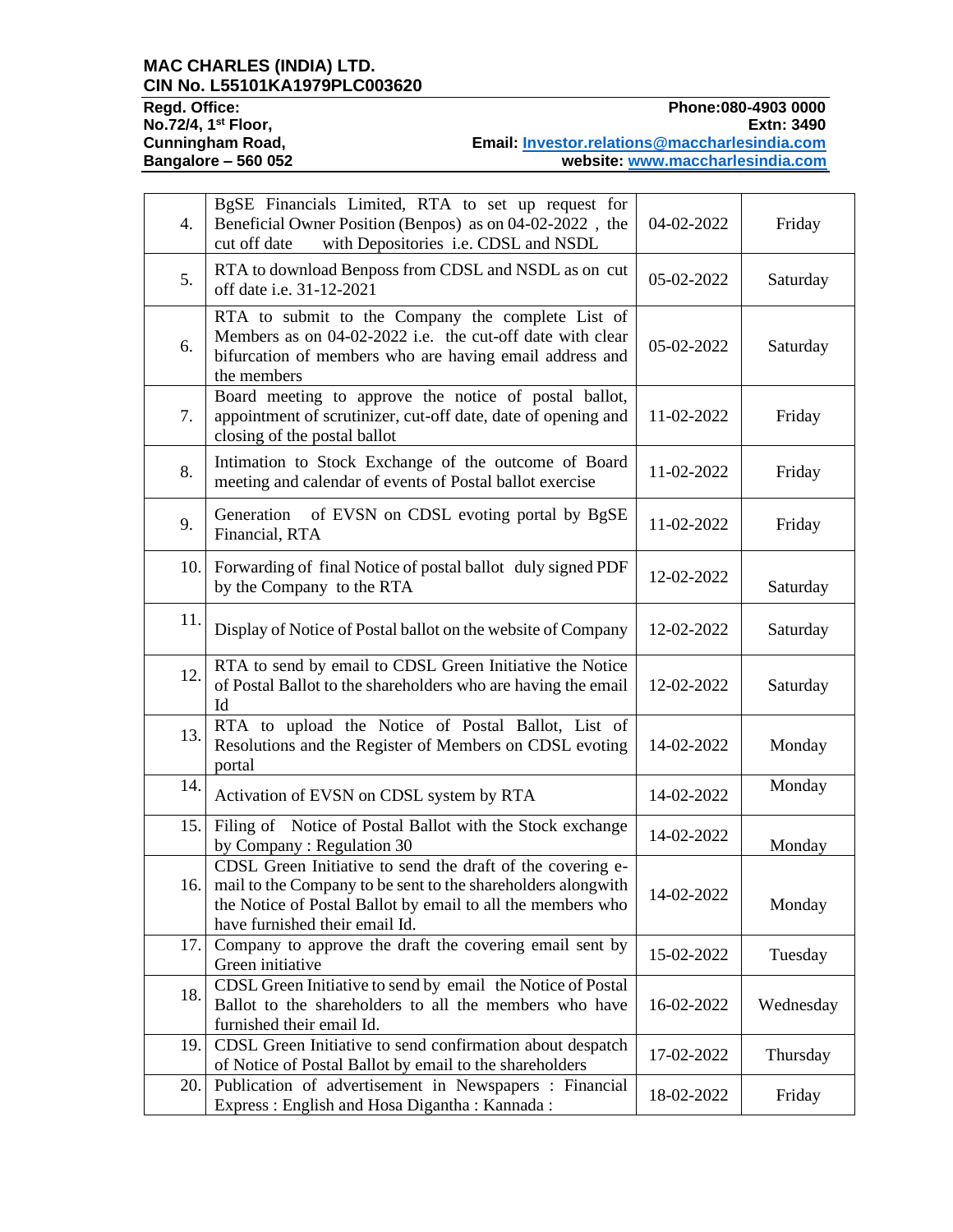**MAC CHARLES (INDIA) LTD.**
**CIN No. L55101KA1979PLC003620**

**Regd. Office:**
**No.72/4, 1st Floor,**
**Cunningham Road,**
**Bangalore – 560 052**

**Phone:080-4903 0000**
**Extn: 3490**
**Email: Investor.relations@maccharlesindia.com**
**website: www.maccharlesindia.com**

| | | | |
|---|---|---|---|
| 4. | BgSE Financials Limited, RTA to set up request for Beneficial Owner Position (Benpos) as on 04-02-2022 , the cut off date with Depositories i.e. CDSL and NSDL | 04-02-2022 | Friday |
| 5. | RTA to download Benposs from CDSL and NSDL as on cut off date i.e. 31-12-2021 | 05-02-2022 | Saturday |
| 6. | RTA to submit to the Company the complete List of Members as on 04-02-2022 i.e. the cut-off date with clear bifurcation of members who are having email address and the members | 05-02-2022 | Saturday |
| 7. | Board meeting to approve the notice of postal ballot, appointment of scrutinizer, cut-off date, date of opening and closing of the postal ballot | 11-02-2022 | Friday |
| 8. | Intimation to Stock Exchange of the outcome of Board meeting and calendar of events of Postal ballot exercise | 11-02-2022 | Friday |
| 9. | Generation of EVSN on CDSL evoting portal by BgSE Financial, RTA | 11-02-2022 | Friday |
| 10. | Forwarding of final Notice of postal ballot duly signed PDF by the Company to the RTA | 12-02-2022 | Saturday |
| 11. | Display of Notice of Postal ballot on the website of Company | 12-02-2022 | Saturday |
| 12. | RTA to send by email to CDSL Green Initiative the Notice of Postal Ballot to the shareholders who are having the email Id | 12-02-2022 | Saturday |
| 13. | RTA to upload the Notice of Postal Ballot, List of Resolutions and the Register of Members on CDSL evoting portal | 14-02-2022 | Monday |
| 14. | Activation of EVSN on CDSL system by RTA | 14-02-2022 | Monday |
| 15. | Filing of Notice of Postal Ballot with the Stock exchange by Company : Regulation 30 | 14-02-2022 | Monday |
| 16. | CDSL Green Initiative to send the draft of the covering e-mail to the Company to be sent to the shareholders alongwith the Notice of Postal Ballot by email to all the members who have furnished their email Id. | 14-02-2022 | Monday |
| 17. | Company to approve the draft the covering email sent by Green initiative | 15-02-2022 | Tuesday |
| 18. | CDSL Green Initiative to send by email the Notice of Postal Ballot to the shareholders to all the members who have furnished their email Id. | 16-02-2022 | Wednesday |
| 19. | CDSL Green Initiative to send confirmation about despatch of Notice of Postal Ballot by email to the shareholders | 17-02-2022 | Thursday |
| 20. | Publication of advertisement in Newspapers : Financial Express : English and Hosa Digantha : Kannada : | 18-02-2022 | Friday |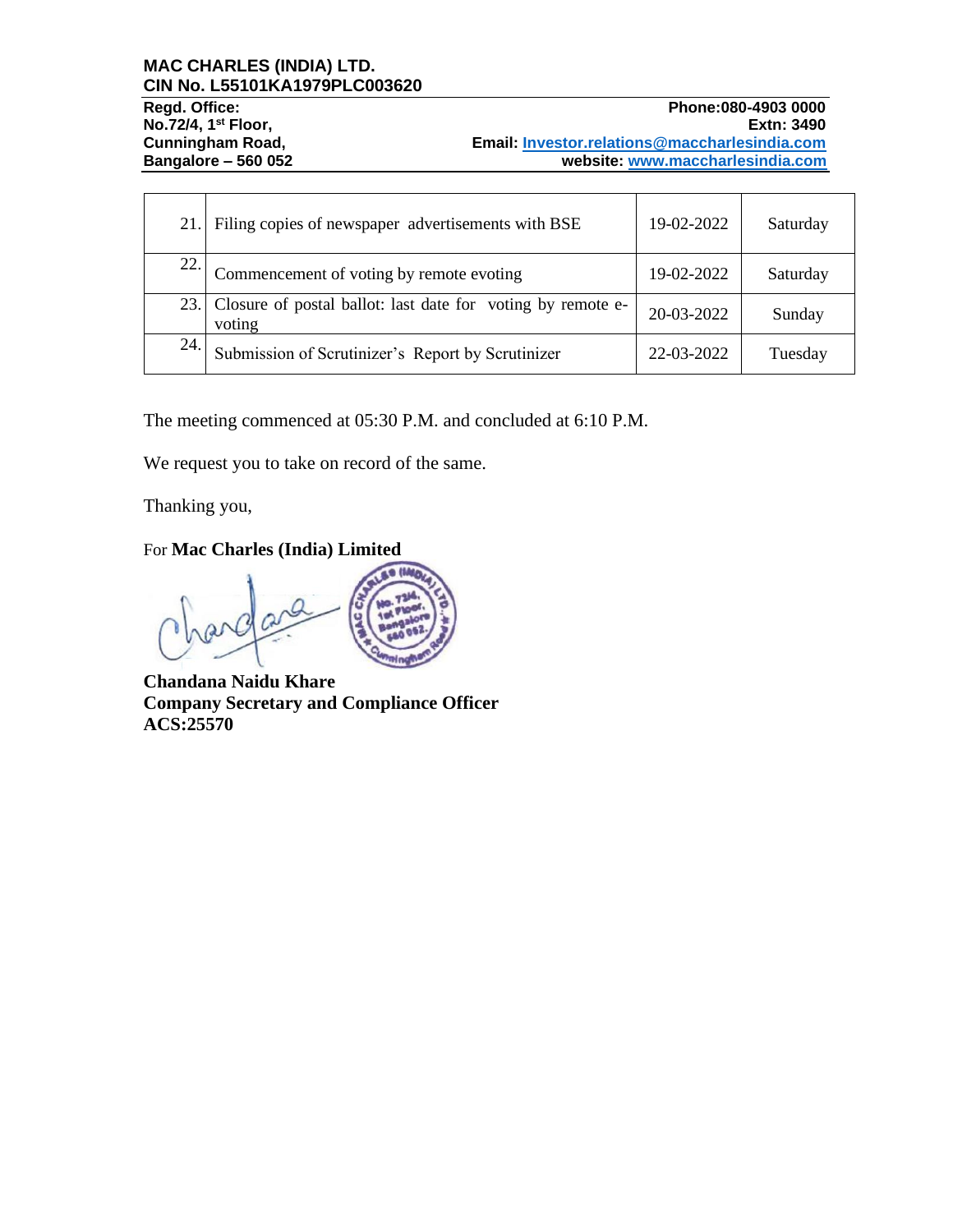**MAC CHARLES (INDIA) LTD.**
**CIN No. L55101KA1979PLC003620**

**Regd. Office:**
**No.72/4, 1st Floor,**
**Cunningham Road,**
**Bangalore – 560 052**

**Phone:080-4903 0000**
**Extn: 3490**
**Email: Investor.relations@maccharlesindia.com**
**website: www.maccharlesindia.com**

| | | | |
|---|---|---|---|
| 21. | Filing copies of newspaper advertisements with BSE | 19-02-2022 | Saturday |
| 22. | Commencement of voting by remote evoting | 19-02-2022 | Saturday |
| 23. | Closure of postal ballot: last date for voting by remote e-voting | 20-03-2022 | Sunday |
| 24. | Submission of Scrutinizer's Report by Scrutinizer | 22-03-2022 | Tuesday |

The meeting commenced at 05:30 P.M. and concluded at 6:10 P.M.

We request you to take on record of the same.

Thanking you,

For **Mac Charles (India) Limited**

**Chandana Naidu Khare**
**Company Secretary and Compliance Officer**
**ACS:25570**